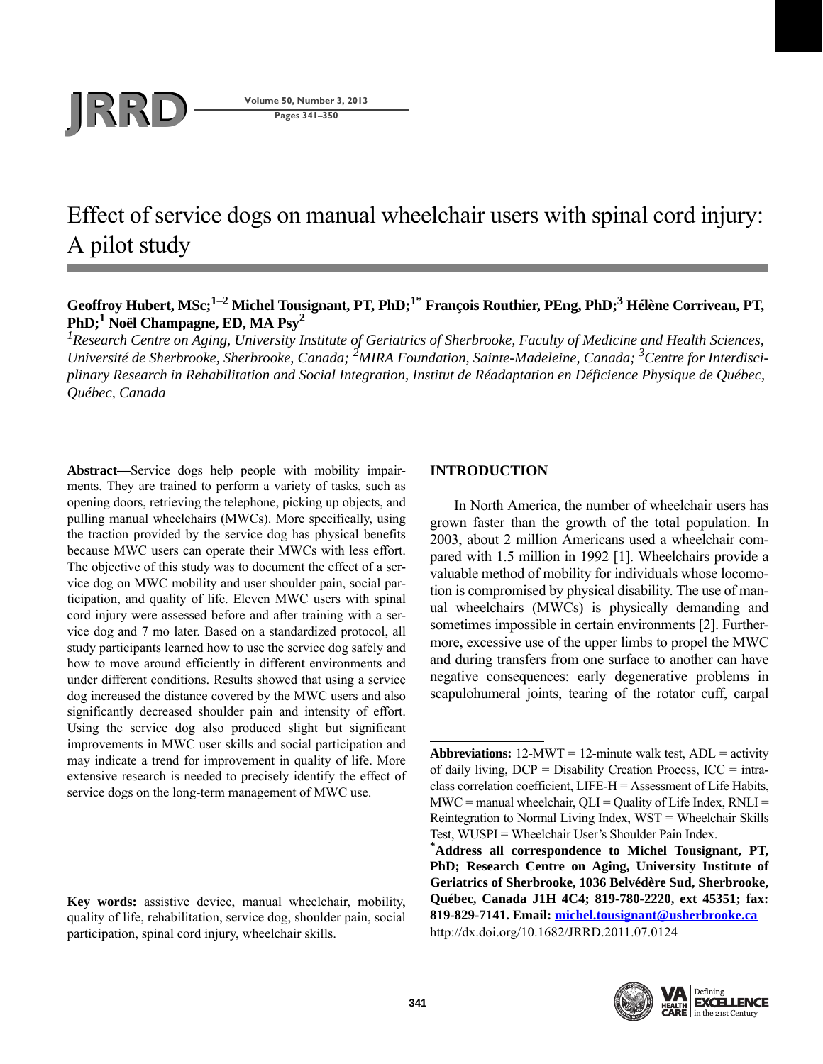# Effect of service dogs on manual wheelchair users with spinal cord injury: A pilot study

**Geoffrey Hubert, MSc;[1–2] Michel Tousignant, PT, PhD;[1*] François Routhier, PEng, PhD;[3] Hélène Corriveau, PT, PhD;[1] Noël Champagne, ED, MA Psy[2]**

*[1]Research Centre on Aging, University Institute of Geriatrics of Sherbrooke, Faculty of Medicine and Health Sciences, Université de Sherbrooke, Sherbrooke, Canada; [2]MIRA Foundation, Sainte-Madeleine, Canada; [3]Centre for Interdisciplinary Research in Rehabilitation and Social Integration, Institut de Réadaptation en Déficience Physique de Québec, Québec, Canada*

**Abstract—**Service dogs help people with mobility impairments. They are trained to perform a variety of tasks, such as opening doors, retrieving the telephone, picking up objects, and pulling manual wheelchairs (MWCs). More specifically, using the traction provided by the service dog has physical benefits because MWC users can operate their MWCs with less effort. The objective of this study was to document the effect of a service dog on MWC mobility and user shoulder pain, social participation, and quality of life. Eleven MWC users with spinal cord injury were assessed before and after training with a service dog and 7 mo later. Based on a standardized protocol, all study participants learned how to use the service dog safely and how to move around efficiently in different environments and under different conditions. Results showed that using a service dog increased the distance covered by the MWC users and also significantly decreased shoulder pain and intensity of effort. Using the service dog also produced slight but significant improvements in MWC user skills and social participation and may indicate a trend for improvement in quality of life. More extensive research is needed to precisely identify the effect of service dogs on the long-term management of MWC use.

**Key words:** assistive device, manual wheelchair, mobility, quality of life, rehabilitation, service dog, shoulder pain, social participation, spinal cord injury, wheelchair skills.

## INTRODUCTION

In North America, the number of wheelchair users has grown faster than the growth of the total population. In 2003, about 2 million Americans used a wheelchair compared with 1.5 million in 1992 [1]. Wheelchairs provide a valuable method of mobility for individuals whose locomotion is compromised by physical disability. The use of manual wheelchairs (MWCs) is physically demanding and sometimes impossible in certain environments [2]. Furthermore, excessive use of the upper limbs to propel the MWC and during transfers from one surface to another can have negative consequences: early degenerative problems in scapulohumeral joints, tearing of the rotator cuff, carpal

---

**Abbreviations:** 12-MWT = 12-minute walk test, ADL = activity of daily living, DCP = Disability Creation Process, ICC = intraclass correlation coefficient, LIFE-H = Assessment of Life Habits, MWC = manual wheelchair, QLI = Quality of Life Index, RNLI = Reintegration to Normal Living Index, WST = Wheelchair Skills Test, WUSPI = Wheelchair User's Shoulder Pain Index.

**\*Address all correspondence to Michel Tousignant, PT, PhD; Research Centre on Aging, University Institute of Geriatrics of Sherbrooke, 1036 Belvédère Sud, Sherbrooke, Québec, Canada J1H 4C4; 819-780-2220, ext 45351; fax: 819-829-7141. Email: michel.tousignant@usherbrooke.ca**

http://dx.doi.org/10.1682/JRRD.2011.07.0124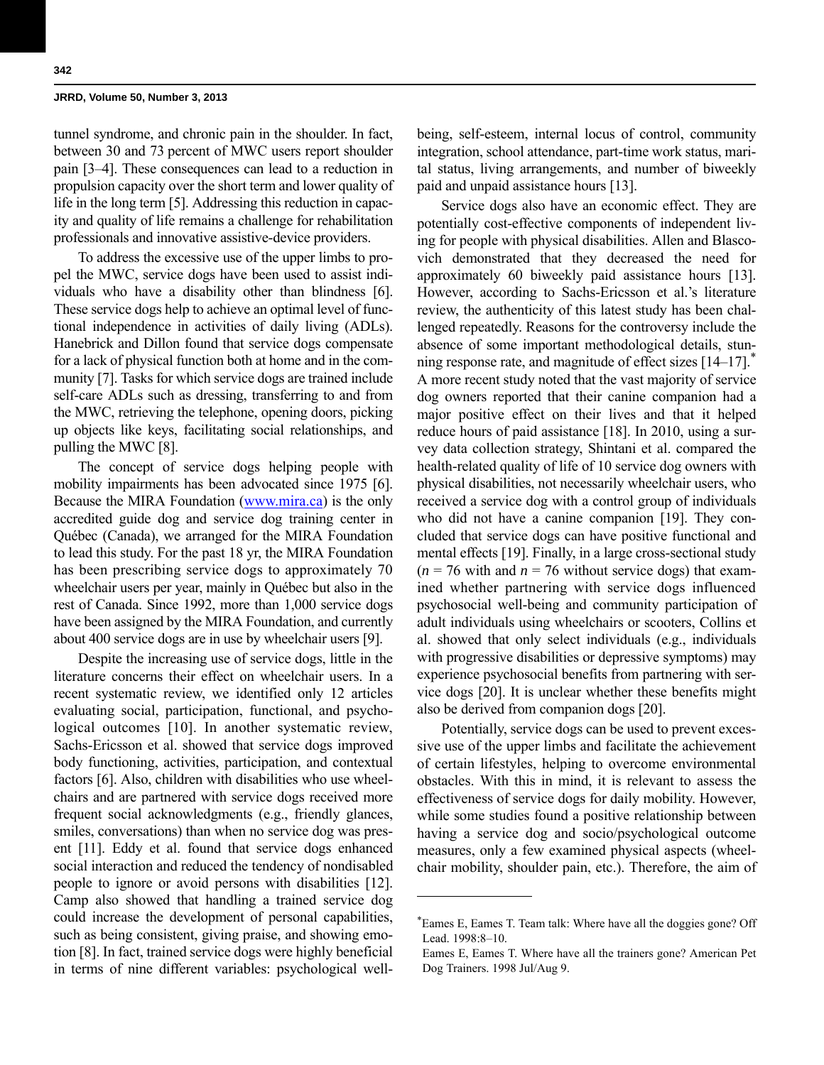tunnel syndrome, and chronic pain in the shoulder. In fact, between 30 and 73 percent of MWC users report shoulder pain [3–4]. These consequences can lead to a reduction in propulsion capacity over the short term and lower quality of life in the long term [5]. Addressing this reduction in capacity and quality of life remains a challenge for rehabilitation professionals and innovative assistive-device providers.

To address the excessive use of the upper limbs to propel the MWC, service dogs have been used to assist individuals who have a disability other than blindness [6]. These service dogs help to achieve an optimal level of functional independence in activities of daily living (ADLs). Hanebrick and Dillon found that service dogs compensate for a lack of physical function both at home and in the community [7]. Tasks for which service dogs are trained include self-care ADLs such as dressing, transferring to and from the MWC, retrieving the telephone, opening doors, picking up objects like keys, facilitating social relationships, and pulling the MWC [8].

The concept of service dogs helping people with mobility impairments has been advocated since 1975 [6]. Because the MIRA Foundation (www.mira.ca) is the only accredited guide dog and service dog training center in Québec (Canada), we arranged for the MIRA Foundation to lead this study. For the past 18 yr, the MIRA Foundation has been prescribing service dogs to approximately 70 wheelchair users per year, mainly in Québec but also in the rest of Canada. Since 1992, more than 1,000 service dogs have been assigned by the MIRA Foundation, and currently about 400 service dogs are in use by wheelchair users [9].

Despite the increasing use of service dogs, little in the literature concerns their effect on wheelchair users. In a recent systematic review, we identified only 12 articles evaluating social, participation, functional, and psychological outcomes [10]. In another systematic review, Sachs-Ericsson et al. showed that service dogs improved body functioning, activities, participation, and contextual factors [6]. Also, children with disabilities who use wheelchairs and are partnered with service dogs received more frequent social acknowledgments (e.g., friendly glances, smiles, conversations) than when no service dog was present [11]. Eddy et al. found that service dogs enhanced social interaction and reduced the tendency of nondisabled people to ignore or avoid persons with disabilities [12]. Camp also showed that handling a trained service dog could increase the development of personal capabilities, such as being consistent, giving praise, and showing emotion [8]. In fact, trained service dogs were highly beneficial in terms of nine different variables: psychological well-being, self-esteem, internal locus of control, community integration, school attendance, part-time work status, marital status, living arrangements, and number of biweekly paid and unpaid assistance hours [13].

Service dogs also have an economic effect. They are potentially cost-effective components of independent living for people with physical disabilities. Allen and Blascovich demonstrated that they decreased the need for approximately 60 biweekly paid assistance hours [13]. However, according to Sachs-Ericsson et al.'s literature review, the authenticity of this latest study has been challenged repeatedly. Reasons for the controversy include the absence of some important methodological details, stunning response rate, and magnitude of effect sizes [14–17].* A more recent study noted that the vast majority of service dog owners reported that their canine companion had a major positive effect on their lives and that it helped reduce hours of paid assistance [18]. In 2010, using a survey data collection strategy, Shintani et al. compared the health-related quality of life of 10 service dog owners with physical disabilities, not necessarily wheelchair users, who received a service dog with a control group of individuals who did not have a canine companion [19]. They concluded that service dogs can have positive functional and mental effects [19]. Finally, in a large cross-sectional study ($n = 76$ with and $n = 76$ without service dogs) that examined whether partnering with service dogs influenced psychosocial well-being and community participation of adult individuals using wheelchairs or scooters, Collins et al. showed that only select individuals (e.g., individuals with progressive disabilities or depressive symptoms) may experience psychosocial benefits from partnering with service dogs [20]. It is unclear whether these benefits might also be derived from companion dogs [20].

Potentially, service dogs can be used to prevent excessive use of the upper limbs and facilitate the achievement of certain lifestyles, helping to overcome environmental obstacles. With this in mind, it is relevant to assess the effectiveness of service dogs for daily mobility. However, while some studies found a positive relationship between having a service dog and socio/psychological outcome measures, only a few examined physical aspects (wheelchair mobility, shoulder pain, etc.). Therefore, the aim of

---

*Eames E, Eames T. Team talk: Where have all the doggies gone? Off Lead. 1998:8–10.

Eames E, Eames T. Where have all the trainers gone? American Pet Dog Trainers. 1998 Jul/Aug 9.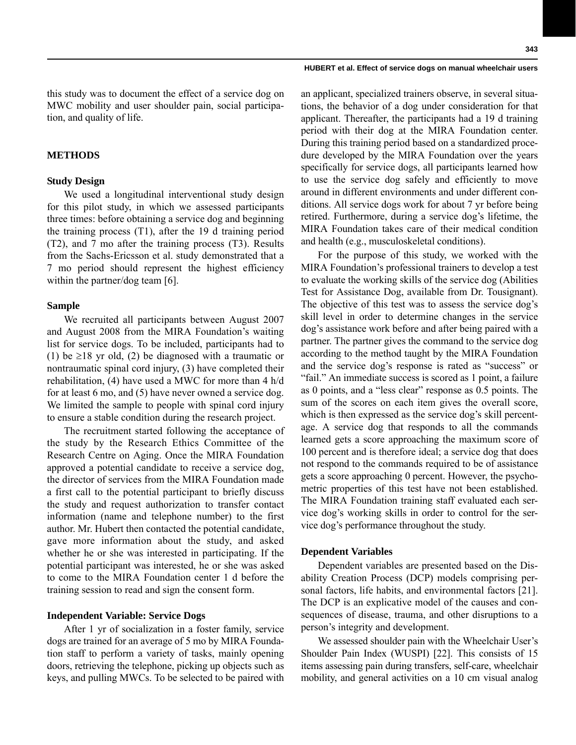this study was to document the effect of a service dog on MWC mobility and user shoulder pain, social participation, and quality of life.

## METHODS

### Study Design

We used a longitudinal interventional study design for this pilot study, in which we assessed participants three times: before obtaining a service dog and beginning the training process (T1), after the 19 d training period (T2), and 7 mo after the training process (T3). Results from the Sachs-Ericsson et al. study demonstrated that a 7 mo period should represent the highest efficiency within the partner/dog team [6].

### Sample

We recruited all participants between August 2007 and August 2008 from the MIRA Foundation's waiting list for service dogs. To be included, participants had to (1) be ≥18 yr old, (2) be diagnosed with a traumatic or nontraumatic spinal cord injury, (3) have completed their rehabilitation, (4) have used a MWC for more than 4 h/d for at least 6 mo, and (5) have never owned a service dog. We limited the sample to people with spinal cord injury to ensure a stable condition during the research project.

The recruitment started following the acceptance of the study by the Research Ethics Committee of the Research Centre on Aging. Once the MIRA Foundation approved a potential candidate to receive a service dog, the director of services from the MIRA Foundation made a first call to the potential participant to briefly discuss the study and request authorization to transfer contact information (name and telephone number) to the first author. Mr. Hubert then contacted the potential candidate, gave more information about the study, and asked whether he or she was interested in participating. If the potential participant was interested, he or she was asked to come to the MIRA Foundation center 1 d before the training session to read and sign the consent form.

### Independent Variable: Service Dogs

After 1 yr of socialization in a foster family, service dogs are trained for an average of 5 mo by MIRA Foundation staff to perform a variety of tasks, mainly opening doors, retrieving the telephone, picking up objects such as keys, and pulling MWCs. To be selected to be paired with an applicant, specialized trainers observe, in several situations, the behavior of a dog under consideration for that applicant. Thereafter, the participants had a 19 d training period with their dog at the MIRA Foundation center. During this training period based on a standardized procedure developed by the MIRA Foundation over the years specifically for service dogs, all participants learned how to use the service dog safely and efficiently to move around in different environments and under different conditions. All service dogs work for about 7 yr before being retired. Furthermore, during a service dog's lifetime, the MIRA Foundation takes care of their medical condition and health (e.g., musculoskeletal conditions).

For the purpose of this study, we worked with the MIRA Foundation's professional trainers to develop a test to evaluate the working skills of the service dog (Abilities Test for Assistance Dog, available from Dr. Tousignant). The objective of this test was to assess the service dog's skill level in order to determine changes in the service dog's assistance work before and after being paired with a partner. The partner gives the command to the service dog according to the method taught by the MIRA Foundation and the service dog's response is rated as "success" or "fail." An immediate success is scored as 1 point, a failure as 0 points, and a "less clear" response as 0.5 points. The sum of the scores on each item gives the overall score, which is then expressed as the service dog's skill percentage. A service dog that responds to all the commands learned gets a score approaching the maximum score of 100 percent and is therefore ideal; a service dog that does not respond to the commands required to be of assistance gets a score approaching 0 percent. However, the psychometric properties of this test have not been established. The MIRA Foundation training staff evaluated each service dog's working skills in order to control for the service dog's performance throughout the study.

### Dependent Variables

Dependent variables are presented based on the Disability Creation Process (DCP) models comprising personal factors, life habits, and environmental factors [21]. The DCP is an explicative model of the causes and consequences of disease, trauma, and other disruptions to a person's integrity and development.

We assessed shoulder pain with the Wheelchair User's Shoulder Pain Index (WUSPI) [22]. This consists of 15 items assessing pain during transfers, self-care, wheelchair mobility, and general activities on a 10 cm visual analog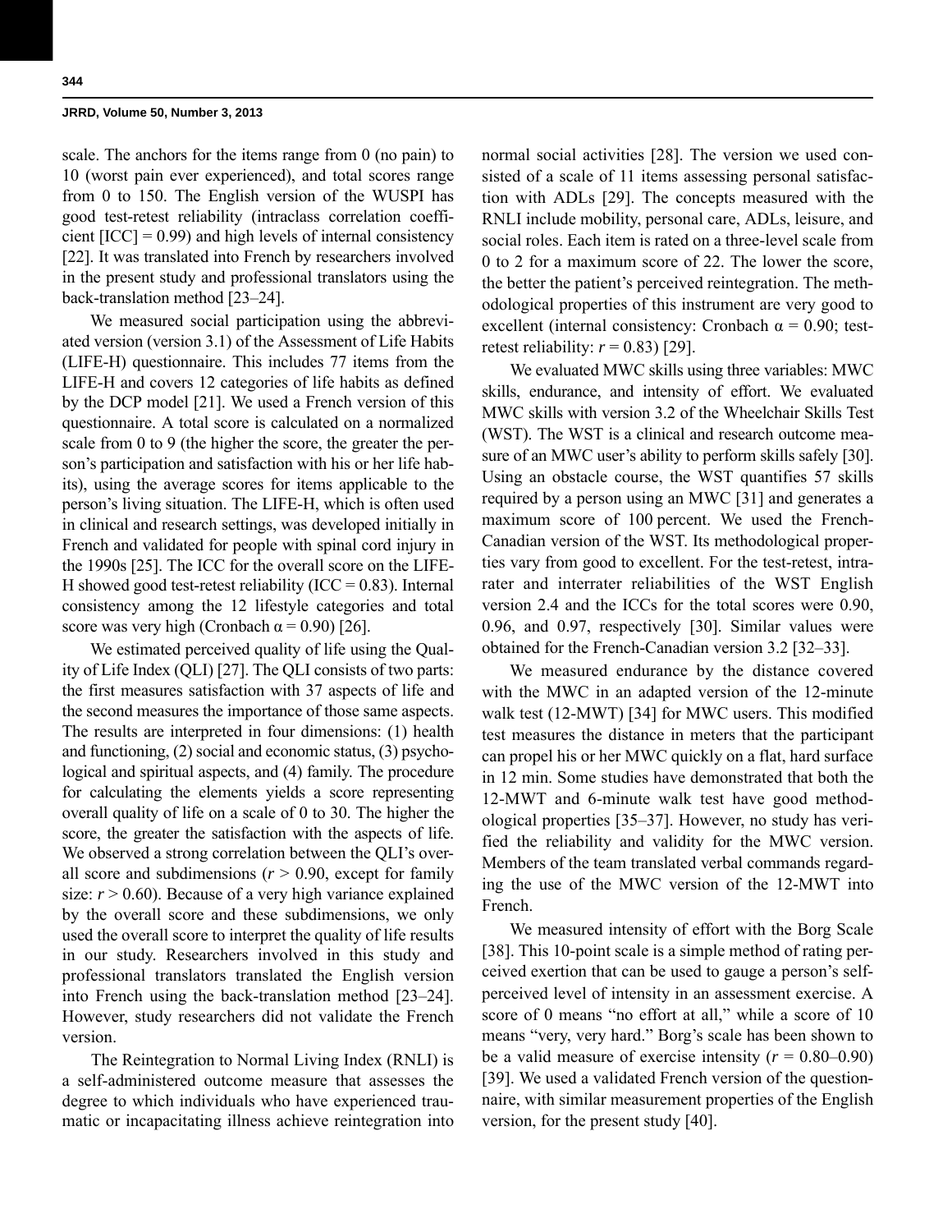scale. The anchors for the items range from 0 (no pain) to 10 (worst pain ever experienced), and total scores range from 0 to 150. The English version of the WUSPI has good test-retest reliability (intraclass correlation coefficient [ICC] = 0.99) and high levels of internal consistency [22]. It was translated into French by researchers involved in the present study and professional translators using the back-translation method [23–24].

We measured social participation using the abbreviated version (version 3.1) of the Assessment of Life Habits (LIFE-H) questionnaire. This includes 77 items from the LIFE-H and covers 12 categories of life habits as defined by the DCP model [21]. We used a French version of this questionnaire. A total score is calculated on a normalized scale from 0 to 9 (the higher the score, the greater the person's participation and satisfaction with his or her life habits), using the average scores for items applicable to the person's living situation. The LIFE-H, which is often used in clinical and research settings, was developed initially in French and validated for people with spinal cord injury in the 1990s [25]. The ICC for the overall score on the LIFE-H showed good test-retest reliability (ICC = 0.83). Internal consistency among the 12 lifestyle categories and total score was very high (Cronbach $\alpha = 0.90$) [26].

We estimated perceived quality of life using the Quality of Life Index (QLI) [27]. The QLI consists of two parts: the first measures satisfaction with 37 aspects of life and the second measures the importance of those same aspects. The results are interpreted in four dimensions: (1) health and functioning, (2) social and economic status, (3) psychological and spiritual aspects, and (4) family. The procedure for calculating the elements yields a score representing overall quality of life on a scale of 0 to 30. The higher the score, the greater the satisfaction with the aspects of life. We observed a strong correlation between the QLI's overall score and subdimensions ($r > 0.90$, except for family size: $r > 0.60$). Because of a very high variance explained by the overall score and these subdimensions, we only used the overall score to interpret the quality of life results in our study. Researchers involved in this study and professional translators translated the English version into French using the back-translation method [23–24]. However, study researchers did not validate the French version.

The Reintegration to Normal Living Index (RNLI) is a self-administered outcome measure that assesses the degree to which individuals who have experienced traumatic or incapacitating illness achieve reintegration into normal social activities [28]. The version we used consisted of a scale of 11 items assessing personal satisfaction with ADLs [29]. The concepts measured with the RNLI include mobility, personal care, ADLs, leisure, and social roles. Each item is rated on a three-level scale from 0 to 2 for a maximum score of 22. The lower the score, the better the patient's perceived reintegration. The methodological properties of this instrument are very good to excellent (internal consistency: Cronbach $\alpha = 0.90$; test-retest reliability: $r = 0.83$) [29].

We evaluated MWC skills using three variables: MWC skills, endurance, and intensity of effort. We evaluated MWC skills with version 3.2 of the Wheelchair Skills Test (WST). The WST is a clinical and research outcome measure of an MWC user's ability to perform skills safely [30]. Using an obstacle course, the WST quantifies 57 skills required by a person using an MWC [31] and generates a maximum score of 100 percent. We used the French-Canadian version of the WST. Its methodological properties vary from good to excellent. For the test-retest, intrarater and interrater reliabilities of the WST English version 2.4 and the ICCs for the total scores were 0.90, 0.96, and 0.97, respectively [30]. Similar values were obtained for the French-Canadian version 3.2 [32–33].

We measured endurance by the distance covered with the MWC in an adapted version of the 12-minute walk test (12-MWT) [34] for MWC users. This modified test measures the distance in meters that the participant can propel his or her MWC quickly on a flat, hard surface in 12 min. Some studies have demonstrated that both the 12-MWT and 6-minute walk test have good methodological properties [35–37]. However, no study has verified the reliability and validity for the MWC version. Members of the team translated verbal commands regarding the use of the MWC version of the 12-MWT into French.

We measured intensity of effort with the Borg Scale [38]. This 10-point scale is a simple method of rating perceived exertion that can be used to gauge a person's self-perceived level of intensity in an assessment exercise. A score of 0 means "no effort at all," while a score of 10 means "very, very hard." Borg's scale has been shown to be a valid measure of exercise intensity ($r = 0.80$–$0.90$) [39]. We used a validated French version of the questionnaire, with similar measurement properties of the English version, for the present study [40].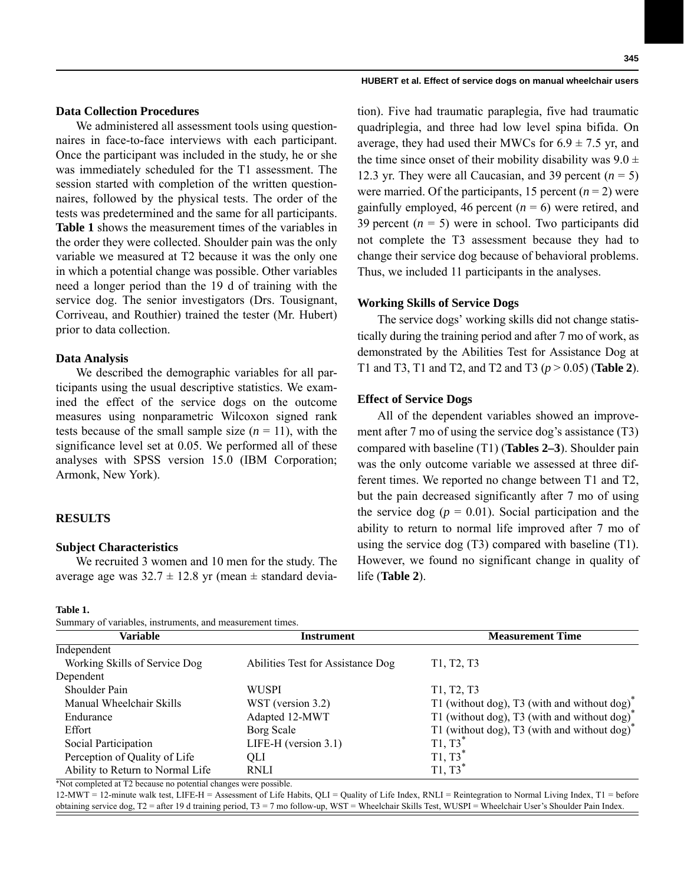### Data Collection Procedures

We administered all assessment tools using questionnaires in face-to-face interviews with each participant. Once the participant was included in the study, he or she was immediately scheduled for the T1 assessment. The session started with completion of the written questionnaires, followed by the physical tests. The order of the tests was predetermined and the same for all participants. **Table 1** shows the measurement times of the variables in the order they were collected. Shoulder pain was the only variable we measured at T2 because it was the only one in which a potential change was possible. Other variables need a longer period than the 19 d of training with the service dog. The senior investigators (Drs. Tousignant, Corriveau, and Routhier) trained the tester (Mr. Hubert) prior to data collection.

### Data Analysis

We described the demographic variables for all participants using the usual descriptive statistics. We examined the effect of the service dogs on the outcome measures using nonparametric Wilcoxon signed rank tests because of the small sample size ($n$ = 11), with the significance level set at 0.05. We performed all of these analyses with SPSS version 15.0 (IBM Corporation; Armonk, New York).

## RESULTS

### Subject Characteristics

We recruited 3 women and 10 men for the study. The average age was 32.7 ± 12.8 yr (mean ± standard deviation). Five had traumatic paraplegia, five had traumatic quadriplegia, and three had low level spina bifida. On average, they had used their MWCs for 6.9 ± 7.5 yr, and the time since onset of their mobility disability was 9.0 ± 12.3 yr. They were all Caucasian, and 39 percent ($n$ = 5) were married. Of the participants, 15 percent ($n$ = 2) were gainfully employed, 46 percent ($n$ = 6) were retired, and 39 percent ($n$ = 5) were in school. Two participants did not complete the T3 assessment because they had to change their service dog because of behavioral problems. Thus, we included 11 participants in the analyses.

### Working Skills of Service Dogs

The service dogs' working skills did not change statistically during the training period and after 7 mo of work, as demonstrated by the Abilities Test for Assistance Dog at T1 and T3, T1 and T2, and T2 and T3 ($p$ > 0.05) (**Table 2**).

### Effect of Service Dogs

All of the dependent variables showed an improvement after 7 mo of using the service dog's assistance (T3) compared with baseline (T1) (**Tables 2–3**). Shoulder pain was the only outcome variable we assessed at three different times. We reported no change between T1 and T2, but the pain decreased significantly after 7 mo of using the service dog ($p$ = 0.01). Social participation and the ability to return to normal life improved after 7 mo of using the service dog (T3) compared with baseline (T1). However, we found no significant change in quality of life (**Table 2**).

**Table 1.**
Summary of variables, instruments, and measurement times.

| Variable | Instrument | Measurement Time |
|---|---|---|
| Independent | | |
| Working Skills of Service Dog | Abilities Test for Assistance Dog | T1, T2, T3 |
| Dependent | | |
| Shoulder Pain | WUSPI | T1, T2, T3 |
| Manual Wheelchair Skills | WST (version 3.2) | T1 (without dog), T3 (with and without dog)* |
| Endurance | Adapted 12-MWT | T1 (without dog), T3 (with and without dog)* |
| Effort | Borg Scale | T1 (without dog), T3 (with and without dog)* |
| Social Participation | LIFE-H (version 3.1) | T1, T3* |
| Perception of Quality of Life | QLI | T1, T3* |
| Ability to Return to Normal Life | RNLI | T1, T3* |

*Not completed at T2 because no potential changes were possible.
12-MWT = 12-minute walk test, LIFE-H = Assessment of Life Habits, QLI = Quality of Life Index, RNLI = Reintegration to Normal Living Index, T1 = before obtaining service dog, T2 = after 19 d training period, T3 = 7 mo follow-up, WST = Wheelchair Skills Test, WUSPI = Wheelchair User's Shoulder Pain Index.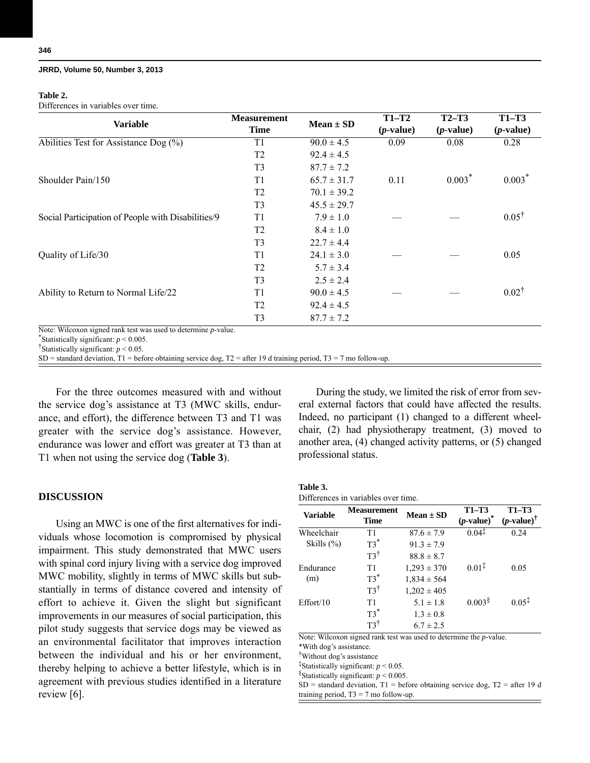**Table 2.**
Differences in variables over time.

| Variable | Measurement Time | Mean ± SD | T1–T2 (*p*-value) | T2–T3 (*p*-value) | T1–T3 (*p*-value) |
|---|---|---|---|---|---|
| Abilities Test for Assistance Dog (%) | T1 | 90.0 ± 4.5 | 0.09 | 0.08 | 0.28 |
| | T2 | 92.4 ± 4.5 | | | |
| | T3 | 87.7 ± 7.2 | | | |
| Shoulder Pain/150 | T1 | 65.7 ± 31.7 | 0.11 | 0.003* | 0.003* |
| | T2 | 70.1 ± 39.2 | | | |
| | T3 | 45.5 ± 29.7 | | | |
| Social Participation of People with Disabilities/9 | T1 | 7.9 ± 1.0 | — | — | 0.05† |
| | T2 | 8.4 ± 1.0 | | | |
| | T3 | 22.7 ± 4.4 | | | |
| Quality of Life/30 | T1 | 24.1 ± 3.0 | — | — | 0.05 |
| | T2 | 5.7 ± 3.4 | | | |
| | T3 | 2.5 ± 2.4 | | | |
| Ability to Return to Normal Life/22 | T1 | 90.0 ± 4.5 | — | — | 0.02† |
| | T2 | 92.4 ± 4.5 | | | |
| | T3 | 87.7 ± 7.2 | | | |

Note: Wilcoxon signed rank test was used to determine *p*-value.
*Statistically significant: $p < 0.005$.
†Statistically significant: $p < 0.05$.
SD = standard deviation, T1 = before obtaining service dog, T2 = after 19 d training period, T3 = 7 mo follow-up.

For the three outcomes measured with and without the service dog's assistance at T3 (MWC skills, endurance, and effort), the difference between T3 and T1 was greater with the service dog's assistance. However, endurance was lower and effort was greater at T3 than at T1 when not using the service dog (**Table 3**).

During the study, we limited the risk of error from several external factors that could have affected the results. Indeed, no participant (1) changed to a different wheelchair, (2) had physiotherapy treatment, (3) moved to another area, (4) changed activity patterns, or (5) changed professional status.

**Table 3.**
Differences in variables over time.

| Variable | Measurement Time | Mean ± SD | T1–T3 (*p*-value)* | T1–T3 (*p*-value)† |
|---|---|---|---|---|
| Wheelchair Skills (%) | T1 | 87.6 ± 7.9 | 0.04‡ | 0.24 |
| | T3* | 91.3 ± 7.9 | | |
| | T3† | 88.8 ± 8.7 | | |
| Endurance (m) | T1 | 1,293 ± 370 | 0.01‡ | 0.05 |
| | T3* | 1,834 ± 564 | | |
| | T3† | 1,202 ± 405 | | |
| Effort/10 | T1 | 5.1 ± 1.8 | 0.003§ | 0.05‡ |
| | T3* | 1.3 ± 0.8 | | |
| | T3† | 6.7 ± 2.5 | | |

Note: Wilcoxon signed rank test was used to determine the *p*-value.
*With dog's assistance.
†Without dog's assistance
‡Statistically significant: $p < 0.05$.
§Statistically significant: $p < 0.005$.
SD = standard deviation, T1 = before obtaining service dog, T2 = after 19 d training period, T3 = 7 mo follow-up.

## DISCUSSION

Using an MWC is one of the first alternatives for individuals whose locomotion is compromised by physical impairment. This study demonstrated that MWC users with spinal cord injury living with a service dog improved MWC mobility, slightly in terms of MWC skills but substantially in terms of distance covered and intensity of effort to achieve it. Given the slight but significant improvements in our measures of social participation, this pilot study suggests that service dogs may be viewed as an environmental facilitator that improves interaction between the individual and his or her environment, thereby helping to achieve a better lifestyle, which is in agreement with previous studies identified in a literature review [6].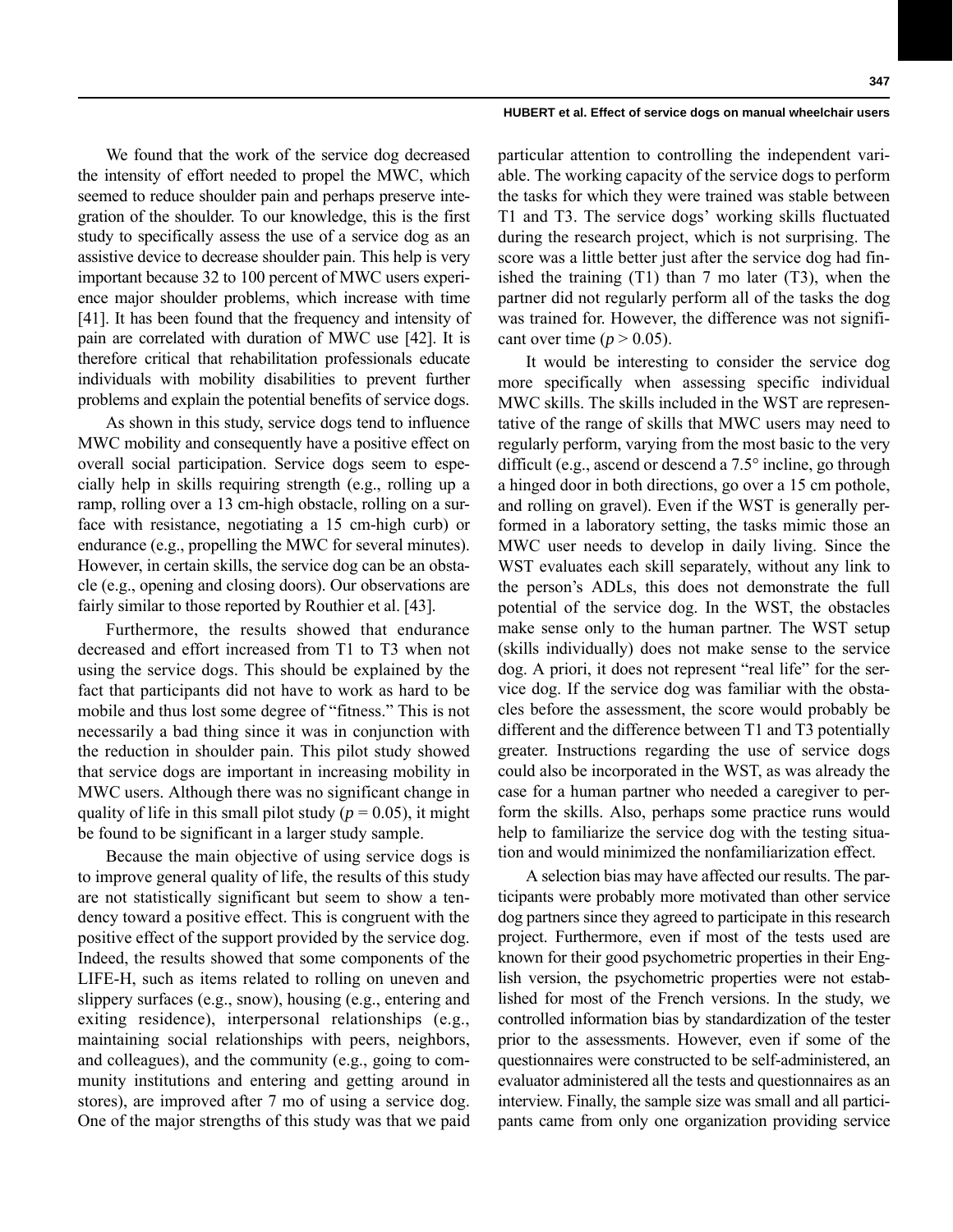We found that the work of the service dog decreased the intensity of effort needed to propel the MWC, which seemed to reduce shoulder pain and perhaps preserve integration of the shoulder. To our knowledge, this is the first study to specifically assess the use of a service dog as an assistive device to decrease shoulder pain. This help is very important because 32 to 100 percent of MWC users experience major shoulder problems, which increase with time [41]. It has been found that the frequency and intensity of pain are correlated with duration of MWC use [42]. It is therefore critical that rehabilitation professionals educate individuals with mobility disabilities to prevent further problems and explain the potential benefits of service dogs.

As shown in this study, service dogs tend to influence MWC mobility and consequently have a positive effect on overall social participation. Service dogs seem to especially help in skills requiring strength (e.g., rolling up a ramp, rolling over a 13 cm-high obstacle, rolling on a surface with resistance, negotiating a 15 cm-high curb) or endurance (e.g., propelling the MWC for several minutes). However, in certain skills, the service dog can be an obstacle (e.g., opening and closing doors). Our observations are fairly similar to those reported by Routhier et al. [43].

Furthermore, the results showed that endurance decreased and effort increased from T1 to T3 when not using the service dogs. This should be explained by the fact that participants did not have to work as hard to be mobile and thus lost some degree of "fitness." This is not necessarily a bad thing since it was in conjunction with the reduction in shoulder pain. This pilot study showed that service dogs are important in increasing mobility in MWC users. Although there was no significant change in quality of life in this small pilot study ($p = 0.05$), it might be found to be significant in a larger study sample.

Because the main objective of using service dogs is to improve general quality of life, the results of this study are not statistically significant but seem to show a tendency toward a positive effect. This is congruent with the positive effect of the support provided by the service dog. Indeed, the results showed that some components of the LIFE-H, such as items related to rolling on uneven and slippery surfaces (e.g., snow), housing (e.g., entering and exiting residence), interpersonal relationships (e.g., maintaining social relationships with peers, neighbors, and colleagues), and the community (e.g., going to community institutions and entering and getting around in stores), are improved after 7 mo of using a service dog. One of the major strengths of this study was that we paid particular attention to controlling the independent variable. The working capacity of the service dogs to perform the tasks for which they were trained was stable between T1 and T3. The service dogs' working skills fluctuated during the research project, which is not surprising. The score was a little better just after the service dog had finished the training (T1) than 7 mo later (T3), when the partner did not regularly perform all of the tasks the dog was trained for. However, the difference was not significant over time ($p > 0.05$).

It would be interesting to consider the service dog more specifically when assessing specific individual MWC skills. The skills included in the WST are representative of the range of skills that MWC users may need to regularly perform, varying from the most basic to the very difficult (e.g., ascend or descend a 7.5° incline, go through a hinged door in both directions, go over a 15 cm pothole, and rolling on gravel). Even if the WST is generally performed in a laboratory setting, the tasks mimic those an MWC user needs to develop in daily living. Since the WST evaluates each skill separately, without any link to the person's ADLs, this does not demonstrate the full potential of the service dog. In the WST, the obstacles make sense only to the human partner. The WST setup (skills individually) does not make sense to the service dog. A priori, it does not represent "real life" for the service dog. If the service dog was familiar with the obstacles before the assessment, the score would probably be different and the difference between T1 and T3 potentially greater. Instructions regarding the use of service dogs could also be incorporated in the WST, as was already the case for a human partner who needed a caregiver to perform the skills. Also, perhaps some practice runs would help to familiarize the service dog with the testing situation and would minimized the nonfamiliarization effect.

A selection bias may have affected our results. The participants were probably more motivated than other service dog partners since they agreed to participate in this research project. Furthermore, even if most of the tests used are known for their good psychometric properties in their English version, the psychometric properties were not established for most of the French versions. In the study, we controlled information bias by standardization of the tester prior to the assessments. However, even if some of the questionnaires were constructed to be self-administered, an evaluator administered all the tests and questionnaires as an interview. Finally, the sample size was small and all participants came from only one organization providing service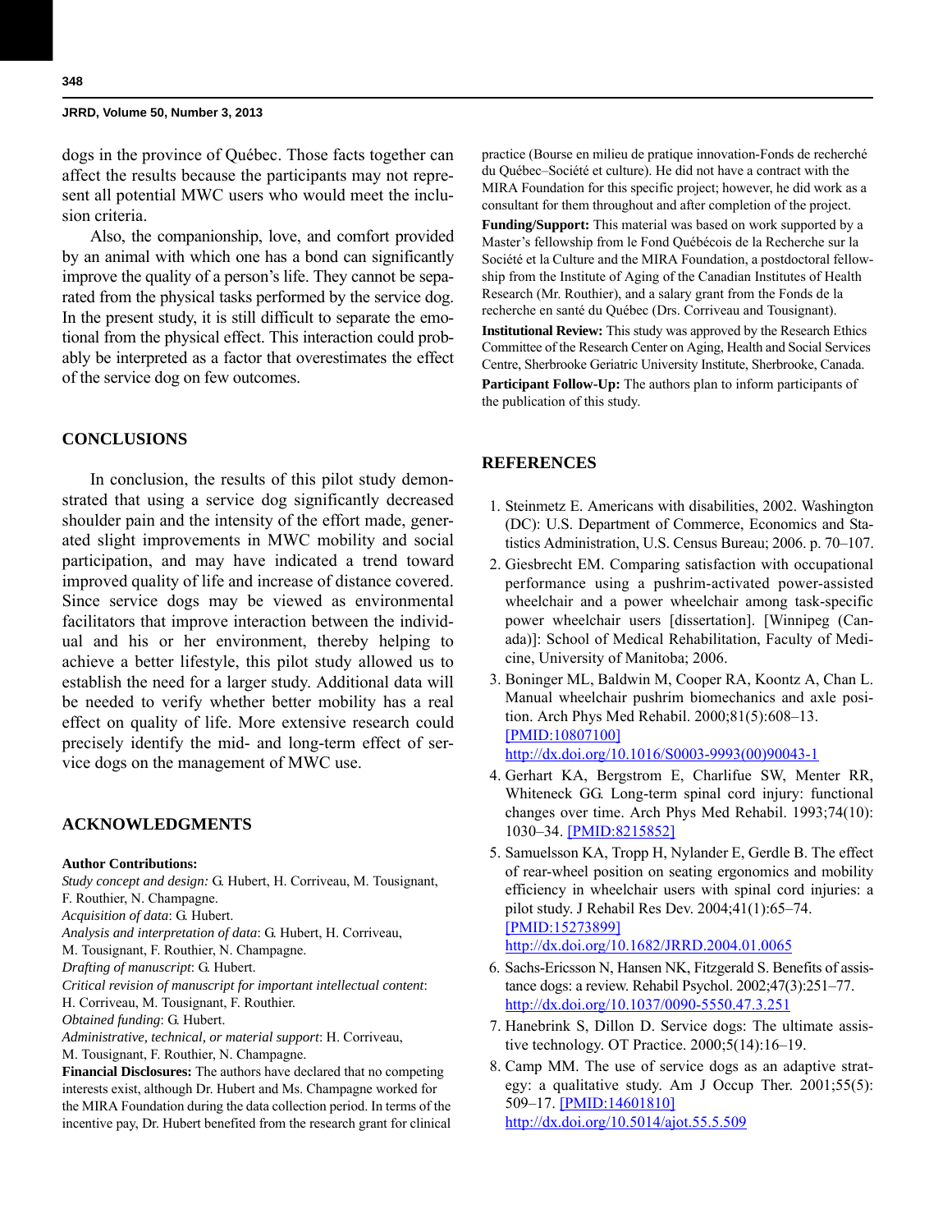dogs in the province of Québec. Those facts together can affect the results because the participants may not represent all potential MWC users who would meet the inclusion criteria.

Also, the companionship, love, and comfort provided by an animal with which one has a bond can significantly improve the quality of a person's life. They cannot be separated from the physical tasks performed by the service dog. In the present study, it is still difficult to separate the emotional from the physical effect. This interaction could probably be interpreted as a factor that overestimates the effect of the service dog on few outcomes.

## CONCLUSIONS

In conclusion, the results of this pilot study demonstrated that using a service dog significantly decreased shoulder pain and the intensity of the effort made, generated slight improvements in MWC mobility and social participation, and may have indicated a trend toward improved quality of life and increase of distance covered. Since service dogs may be viewed as environmental facilitators that improve interaction between the individual and his or her environment, thereby helping to achieve a better lifestyle, this pilot study allowed us to establish the need for a larger study. Additional data will be needed to verify whether better mobility has a real effect on quality of life. More extensive research could precisely identify the mid- and long-term effect of service dogs on the management of MWC use.

## ACKNOWLEDGMENTS

**Author Contributions:**
*Study concept and design:* G. Hubert, H. Corriveau, M. Tousignant, F. Routhier, N. Champagne.
*Acquisition of data*: G. Hubert.
*Analysis and interpretation of data*: G. Hubert, H. Corriveau, M. Tousignant, F. Routhier, N. Champagne.
*Drafting of manuscript*: G. Hubert.
*Critical revision of manuscript for important intellectual content*: H. Corriveau, M. Tousignant, F. Routhier.
*Obtained funding*: G. Hubert.
*Administrative, technical, or material support*: H. Corriveau, M. Tousignant, F. Routhier, N. Champagne.
**Financial Disclosures:** The authors have declared that no competing interests exist, although Dr. Hubert and Ms. Champagne worked for the MIRA Foundation during the data collection period. In terms of the incentive pay, Dr. Hubert benefited from the research grant for clinical practice (Bourse en milieu de pratique innovation-Fonds de recherché du Québec–Société et culture). He did not have a contract with the MIRA Foundation for this specific project; however, he did work as a consultant for them throughout and after completion of the project.
**Funding/Support:** This material was based on work supported by a Master's fellowship from le Fond Québécois de la Recherche sur la Société et la Culture and the MIRA Foundation, a postdoctoral fellowship from the Institute of Aging of the Canadian Institutes of Health Research (Mr. Routhier), and a salary grant from the Fonds de la recherche en santé du Québec (Drs. Corriveau and Tousignant).
**Institutional Review:** This study was approved by the Research Ethics Committee of the Research Center on Aging, Health and Social Services Centre, Sherbrooke Geriatric University Institute, Sherbrooke, Canada.
**Participant Follow-Up:** The authors plan to inform participants of the publication of this study.

## REFERENCES

1. Steinmetz E. Americans with disabilities, 2002. Washington (DC): U.S. Department of Commerce, Economics and Statistics Administration, U.S. Census Bureau; 2006. p. 70–107.
2. Giesbrecht EM. Comparing satisfaction with occupational performance using a pushrim-activated power-assisted wheelchair and a power wheelchair among task-specific power wheelchair users [dissertation]. [Winnipeg (Canada)]: School of Medical Rehabilitation, Faculty of Medicine, University of Manitoba; 2006.
3. Boninger ML, Baldwin M, Cooper RA, Koontz A, Chan L. Manual wheelchair pushrim biomechanics and axle position. Arch Phys Med Rehabil. 2000;81(5):608–13. [PMID:10807100] http://dx.doi.org/10.1016/S0003-9993(00)90043-1
4. Gerhart KA, Bergstrom E, Charlifue SW, Menter RR, Whiteneck GG. Long-term spinal cord injury: functional changes over time. Arch Phys Med Rehabil. 1993;74(10): 1030–34. [PMID:8215852]
5. Samuelsson KA, Tropp H, Nylander E, Gerdle B. The effect of rear-wheel position on seating ergonomics and mobility efficiency in wheelchair users with spinal cord injuries: a pilot study. J Rehabil Res Dev. 2004;41(1):65–74. [PMID:15273899] http://dx.doi.org/10.1682/JRRD.2004.01.0065
6. Sachs-Ericsson N, Hansen NK, Fitzgerald S. Benefits of assistance dogs: a review. Rehabil Psychol. 2002;47(3):251–77. http://dx.doi.org/10.1037/0090-5550.47.3.251
7. Hanebrink S, Dillon D. Service dogs: The ultimate assistive technology. OT Practice. 2000;5(14):16–19.
8. Camp MM. The use of service dogs as an adaptive strategy: a qualitative study. Am J Occup Ther. 2001;55(5): 509–17. [PMID:14601810] http://dx.doi.org/10.5014/ajot.55.5.509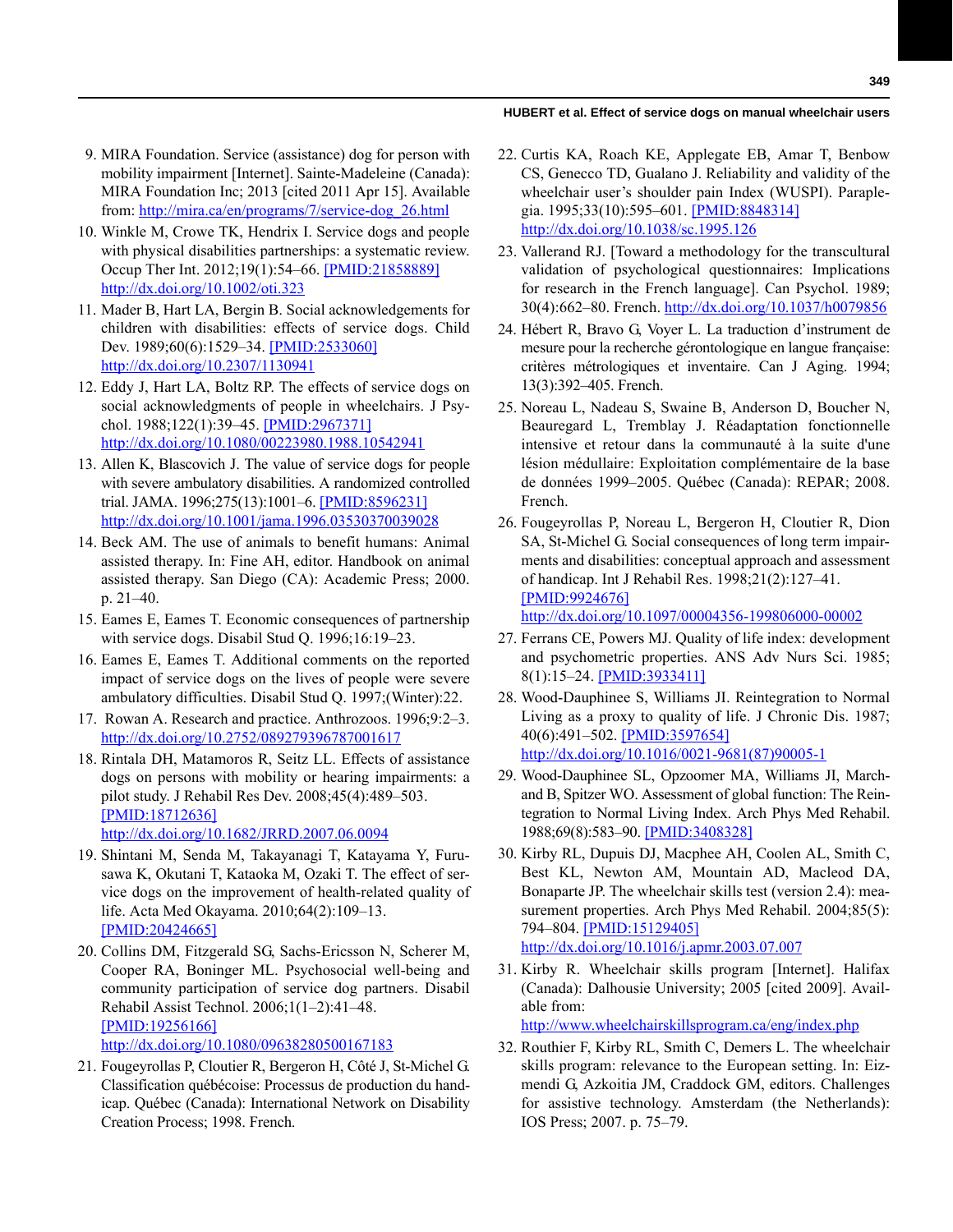9. MIRA Foundation. Service (assistance) dog for person with mobility impairment [Internet]. Sainte-Madeleine (Canada): MIRA Foundation Inc; 2013 [cited 2011 Apr 15]. Available from: http://mira.ca/en/programs/7/service-dog_26.html
10. Winkle M, Crowe TK, Hendrix I. Service dogs and people with physical disabilities partnerships: a systematic review. Occup Ther Int. 2012;19(1):54–66. [PMID:21858889] http://dx.doi.org/10.1002/oti.323
11. Mader B, Hart LA, Bergin B. Social acknowledgements for children with disabilities: effects of service dogs. Child Dev. 1989;60(6):1529–34. [PMID:2533060] http://dx.doi.org/10.2307/1130941
12. Eddy J, Hart LA, Boltz RP. The effects of service dogs on social acknowledgments of people in wheelchairs. J Psychol. 1988;122(1):39–45. [PMID:2967371] http://dx.doi.org/10.1080/00223980.1988.10542941
13. Allen K, Blascovich J. The value of service dogs for people with severe ambulatory disabilities. A randomized controlled trial. JAMA. 1996;275(13):1001–6. [PMID:8596231] http://dx.doi.org/10.1001/jama.1996.03530370039028
14. Beck AM. The use of animals to benefit humans: Animal assisted therapy. In: Fine AH, editor. Handbook on animal assisted therapy. San Diego (CA): Academic Press; 2000. p. 21–40.
15. Eames E, Eames T. Economic consequences of partnership with service dogs. Disabil Stud Q. 1996;16:19–23.
16. Eames E, Eames T. Additional comments on the reported impact of service dogs on the lives of people were severe ambulatory difficulties. Disabil Stud Q. 1997;(Winter):22.
17. Rowan A. Research and practice. Anthrozoos. 1996;9:2–3. http://dx.doi.org/10.2752/089279396787001617
18. Rintala DH, Matamoros R, Seitz LL. Effects of assistance dogs on persons with mobility or hearing impairments: a pilot study. J Rehabil Res Dev. 2008;45(4):489–503. [PMID:18712636] http://dx.doi.org/10.1682/JRRD.2007.06.0094
19. Shintani M, Senda M, Takayanagi T, Katayama Y, Furusawa K, Okutani T, Kataoka M, Ozaki T. The effect of service dogs on the improvement of health-related quality of life. Acta Med Okayama. 2010;64(2):109–13. [PMID:20424665]
20. Collins DM, Fitzgerald SG, Sachs-Ericsson N, Scherer M, Cooper RA, Boninger ML. Psychosocial well-being and community participation of service dog partners. Disabil Rehabil Assist Technol. 2006;1(1–2):41–48. [PMID:19256166] http://dx.doi.org/10.1080/09638280500167183
21. Fougeyrollas P, Cloutier R, Bergeron H, Côté J, St-Michel G. Classification québécoise: Processus de production du handicap. Québec (Canada): International Network on Disability Creation Process; 1998. French.
22. Curtis KA, Roach KE, Applegate EB, Amar T, Benbow CS, Genecco TD, Gualano J. Reliability and validity of the wheelchair user's shoulder pain Index (WUSPI). Paraplegia. 1995;33(10):595–601. [PMID:8848314] http://dx.doi.org/10.1038/sc.1995.126
23. Vallerand RJ. [Toward a methodology for the transcultural validation of psychological questionnaires: Implications for research in the French language]. Can Psychol. 1989; 30(4):662–80. French. http://dx.doi.org/10.1037/h0079856
24. Hébert R, Bravo G, Voyer L. La traduction d'instrument de mesure pour la recherche gérontologique en langue française: critères métrologiques et inventaire. Can J Aging. 1994; 13(3):392–405. French.
25. Noreau L, Nadeau S, Swaine B, Anderson D, Boucher N, Beauregard L, Tremblay J. Réadaptation fonctionnelle intensive et retour dans la communauté à la suite d'une lésion médullaire: Exploitation complémentaire de la base de données 1999–2005. Québec (Canada): REPAR; 2008. French.
26. Fougeyrollas P, Noreau L, Bergeron H, Cloutier R, Dion SA, St-Michel G. Social consequences of long term impairments and disabilities: conceptual approach and assessment of handicap. Int J Rehabil Res. 1998;21(2):127–41. [PMID:9924676] http://dx.doi.org/10.1097/00004356-199806000-00002
27. Ferrans CE, Powers MJ. Quality of life index: development and psychometric properties. ANS Adv Nurs Sci. 1985; 8(1):15–24. [PMID:3933411]
28. Wood-Dauphinee S, Williams JI. Reintegration to Normal Living as a proxy to quality of life. J Chronic Dis. 1987; 40(6):491–502. [PMID:3597654] http://dx.doi.org/10.1016/0021-9681(87)90005-1
29. Wood-Dauphinee SL, Opzoomer MA, Williams JI, Marchand B, Spitzer WO. Assessment of global function: The Reintegration to Normal Living Index. Arch Phys Med Rehabil. 1988;69(8):583–90. [PMID:3408328]
30. Kirby RL, Dupuis DJ, Macphee AH, Coolen AL, Smith C, Best KL, Newton AM, Mountain AD, Macleod DA, Bonaparte JP. The wheelchair skills test (version 2.4): measurement properties. Arch Phys Med Rehabil. 2004;85(5): 794–804. [PMID:15129405] http://dx.doi.org/10.1016/j.apmr.2003.07.007
31. Kirby R. Wheelchair skills program [Internet]. Halifax (Canada): Dalhousie University; 2005 [cited 2009]. Available from: http://www.wheelchairskillsprogram.ca/eng/index.php
32. Routhier F, Kirby RL, Smith C, Demers L. The wheelchair skills program: relevance to the European setting. In: Eizmendi G, Azkoitia JM, Craddock GM, editors. Challenges for assistive technology. Amsterdam (the Netherlands): IOS Press; 2007. p. 75–79.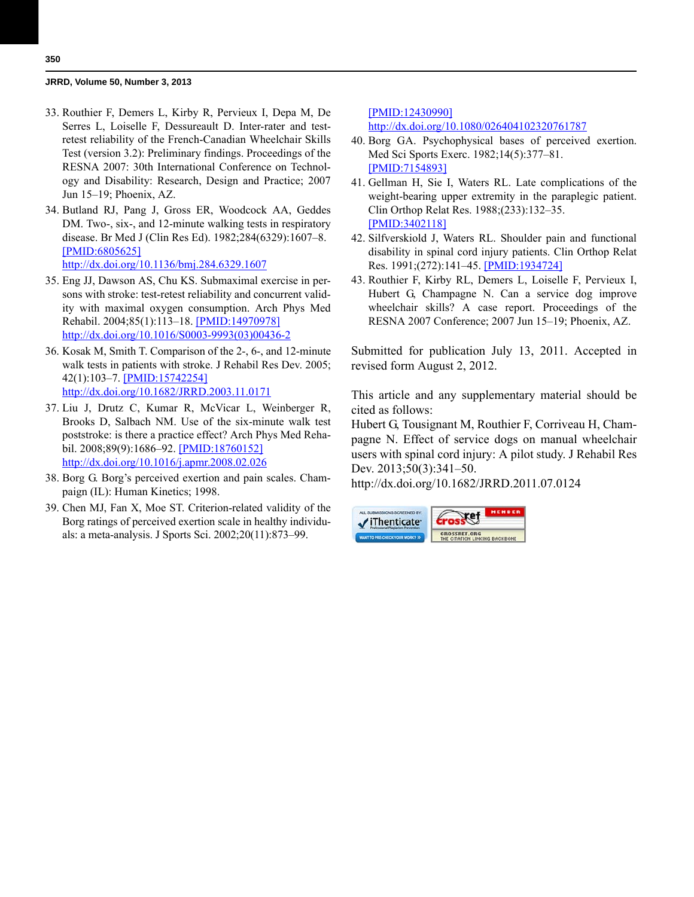33. Routhier F, Demers L, Kirby R, Pervieux I, Depa M, De Serres L, Loiselle F, Dessureault D. Inter-rater and test-retest reliability of the French-Canadian Wheelchair Skills Test (version 3.2): Preliminary findings. Proceedings of the RESNA 2007: 30th International Conference on Technology and Disability: Research, Design and Practice; 2007 Jun 15–19; Phoenix, AZ.
34. Butland RJ, Pang J, Gross ER, Woodcock AA, Geddes DM. Two-, six-, and 12-minute walking tests in respiratory disease. Br Med J (Clin Res Ed). 1982;284(6329):1607–8. [PMID:6805625] http://dx.doi.org/10.1136/bmj.284.6329.1607
35. Eng JJ, Dawson AS, Chu KS. Submaximal exercise in persons with stroke: test-retest reliability and concurrent validity with maximal oxygen consumption. Arch Phys Med Rehabil. 2004;85(1):113–18. [PMID:14970978] http://dx.doi.org/10.1016/S0003-9993(03)00436-2
36. Kosak M, Smith T. Comparison of the 2-, 6-, and 12-minute walk tests in patients with stroke. J Rehabil Res Dev. 2005; 42(1):103–7. [PMID:15742254] http://dx.doi.org/10.1682/JRRD.2003.11.0171
37. Liu J, Drutz C, Kumar R, McVicar L, Weinberger R, Brooks D, Salbach NM. Use of the six-minute walk test poststroke: is there a practice effect? Arch Phys Med Rehabil. 2008;89(9):1686–92. [PMID:18760152] http://dx.doi.org/10.1016/j.apmr.2008.02.026
38. Borg G. Borg's perceived exertion and pain scales. Champaign (IL): Human Kinetics; 1998.
39. Chen MJ, Fan X, Moe ST. Criterion-related validity of the Borg ratings of perceived exertion scale in healthy individuals: a meta-analysis. J Sports Sci. 2002;20(11):873–99. [PMID:12430990] http://dx.doi.org/10.1080/026404102320761787
40. Borg GA. Psychophysical bases of perceived exertion. Med Sci Sports Exerc. 1982;14(5):377–81. [PMID:7154893]
41. Gellman H, Sie I, Waters RL. Late complications of the weight-bearing upper extremity in the paraplegic patient. Clin Orthop Relat Res. 1988;(233):132–35. [PMID:3402118]
42. Silfverskiold J, Waters RL. Shoulder pain and functional disability in spinal cord injury patients. Clin Orthop Relat Res. 1991;(272):141–45. [PMID:1934724]
43. Routhier F, Kirby RL, Demers L, Loiselle F, Pervieux I, Hubert G, Champagne N. Can a service dog improve wheelchair skills? A case report. Proceedings of the RESNA 2007 Conference; 2007 Jun 15–19; Phoenix, AZ.

Submitted for publication July 13, 2011. Accepted in revised form August 2, 2012.

This article and any supplementary material should be cited as follows:
Hubert G, Tousignant M, Routhier F, Corriveau H, Champagne N. Effect of service dogs on manual wheelchair users with spinal cord injury: A pilot study. J Rehabil Res Dev. 2013;50(3):341–50.
http://dx.doi.org/10.1682/JRRD.2011.07.0124